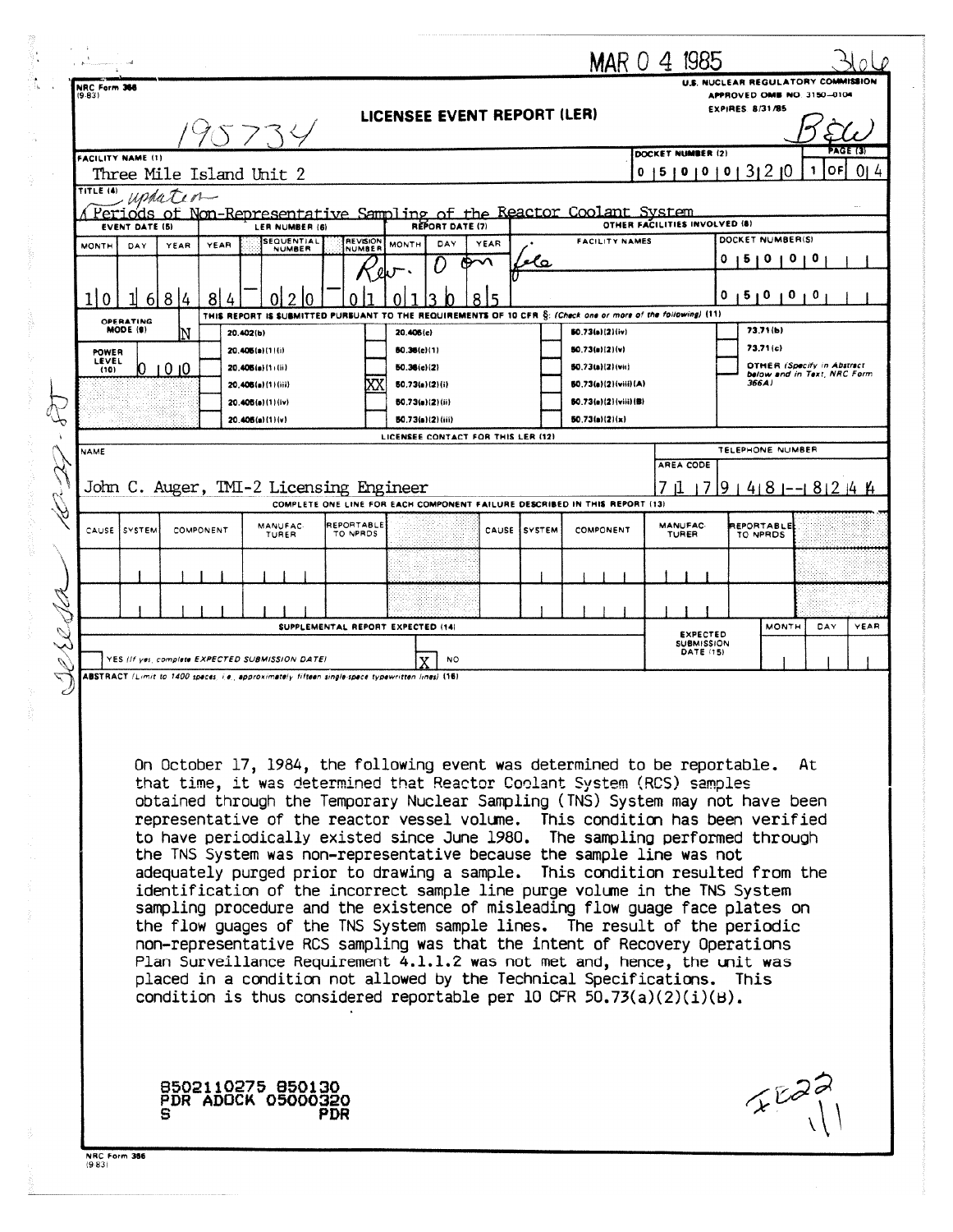MAR 0 4 1985

3066

NRC Form 366 (9-83)

U.S. NUCLEAR REGULATORY COMMISSION
APPROVED OMB NO. 3150-0104
EXPIRES 8/31/85

# LICENSEE EVENT REPORT (LER)

195734

B&W

| FACILITY NAME (1) | DOCKET NUMBER (2) | PAGE (3) |
|---|---|---|
| Three Mile Island Unit 2 | 0 5 0 0 0 3 2 0 | 1 OF 0 4 |

TITLE (4) update Periods of Non-Representative Sampling of the Reactor Coolant System

| EVENT DATE (5) | | | LER NUMBER (6) | | | REPORT DATE (7) | | | OTHER FACILITIES INVOLVED (8) | |
|---|---|---|---|---|---|---|---|---|---|---|
| MONTH | DAY | YEAR | YEAR | SEQUENTIAL NUMBER | REVISION NUMBER | MONTH | DAY | YEAR | FACILITY NAMES | DOCKET NUMBER(S) |
| 1 0 | 1 6 | 8 4 | 8 4 | 0 2 0 | 0 1 | 0 1 | 3 0 | 8 5 | Rev. 0 on file | 0 5 0 0 0 |
| | | | | | | | | | | 0 5 0 0 0 |

THIS REPORT IS SUBMITTED PURSUANT TO THE REQUIREMENTS OF 10 CFR §: (Check one or more of the following) (11)

OPERATING MODE (9): N

POWER LEVEL (10): 0 0 0

| | | | | | | | |
|---|---|---|---|---|---|---|---|
| | 20.402(b) | | 20.405(c) | | 50.73(a)(2)(iv) | | 73.71(b) |
| | 20.405(a)(1)(i) | | 50.36(c)(1) | | 50.73(a)(2)(v) | | 73.71(c) |
| | 20.405(a)(1)(ii) | | 50.36(c)(2) | | 50.73(a)(2)(vii) | | OTHER (Specify in Abstract below and in Text, NRC Form 366A) |
| | 20.405(a)(1)(iii) | XX | 50.73(a)(2)(i) | | 50.73(a)(2)(viii)(A) | | |
| | 20.405(a)(1)(iv) | | 50.73(a)(2)(ii) | | 50.73(a)(2)(viii)(B) | | |
| | 20.405(a)(1)(v) | | 50.73(a)(2)(iii) | | 50.73(a)(2)(x) | | |

LICENSEE CONTACT FOR THIS LER (12)

| NAME | TELEPHONE NUMBER |
|---|---|
| John C. Auger, TMI-2 Licensing Engineer | 7 1 7 9 4 8 - 8 2 4 4 |

COMPLETE ONE LINE FOR EACH COMPONENT FAILURE DESCRIBED IN THIS REPORT (13)

| CAUSE | SYSTEM | COMPONENT | MANUFACTURER | REPORTABLE TO NPRDS | CAUSE | SYSTEM | COMPONENT | MANUFACTURER | REPORTABLE TO NPRDS |
|---|---|---|---|---|---|---|---|---|---|
| | | | | | | | | | |
| | | | | | | | | | |

SUPPLEMENTAL REPORT EXPECTED (14)

| YES (If yes, complete EXPECTED SUBMISSION DATE) | X NO | EXPECTED SUBMISSION DATE (15) | MONTH | DAY | YEAR |
|---|---|---|---|---|---|

ABSTRACT (Limit to 1400 spaces, i.e., approximately fifteen single-space typewritten lines) (16)

On October 17, 1984, the following event was determined to be reportable. At that time, it was determined that Reactor Coolant System (RCS) samples obtained through the Temporary Nuclear Sampling (TNS) System may not have been representative of the reactor vessel volume. This condition has been verified to have periodically existed since June 1980. The sampling performed through the TNS System was non-representative because the sample line was not adequately purged prior to drawing a sample. This condition resulted from the identification of the incorrect sample line purge volume in the TNS System sampling procedure and the existence of misleading flow guage face plates on the flow guages of the TNS System sample lines. The result of the periodic non-representative RCS sampling was that the intent of Recovery Operations Plan Surveillance Requirement 4.1.1.2 was not met and, hence, the unit was placed in a condition not allowed by the Technical Specifications. This condition is thus considered reportable per 10 CFR 50.73(a)(2)(i)(B).

8502110275 850130
PDR ADOCK 05000320
S PDR

IE22 1/1

Teresa 10-29-85

NRC Form 366 (9-83)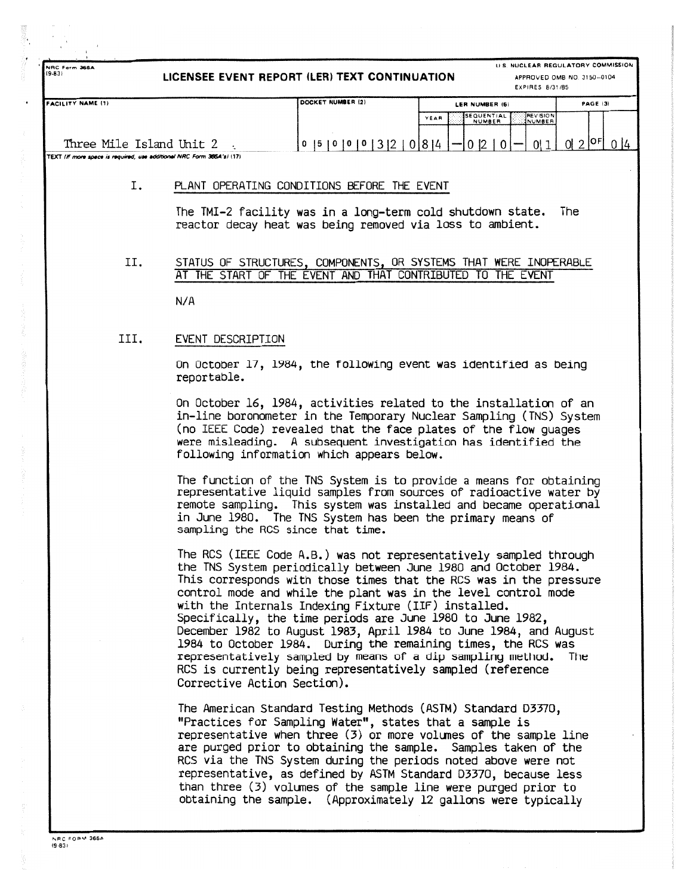NRC Form 366A
(9-83)

**LICENSEE EVENT REPORT (LER) TEXT CONTINUATION**

U.S. NUCLEAR REGULATORY COMMISSION
APPROVED OMB NO. 3150-0104
EXPIRES 8/31/85

| FACILITY NAME (1) | DOCKET NUMBER (2) | LER NUMBER (6) YEAR | SEQUENTIAL NUMBER | REVISION NUMBER | PAGE (3) |
|---|---|---|---|---|---|
| Three Mile Island Unit 2 | 0 5 0 0 0 3 2 0 | 8 4 | 0 2 0 | 0 1 | 0 2 OF 0 4 |

TEXT (If more space is required, use additional NRC Form 366A's) (17)

## I. PLANT OPERATING CONDITIONS BEFORE THE EVENT

The TMI-2 facility was in a long-term cold shutdown state. The reactor decay heat was being removed via loss to ambient.

## II. STATUS OF STRUCTURES, COMPONENTS, OR SYSTEMS THAT WERE INOPERABLE AT THE START OF THE EVENT AND THAT CONTRIBUTED TO THE EVENT

N/A

## III. EVENT DESCRIPTION

On October 17, 1984, the following event was identified as being reportable.

On October 16, 1984, activities related to the installation of an in-line boronometer in the Temporary Nuclear Sampling (TNS) System (no IEEE Code) revealed that the face plates of the flow guages were misleading. A subsequent investigation has identified the following information which appears below.

The function of the TNS System is to provide a means for obtaining representative liquid samples from sources of radioactive water by remote sampling. This system was installed and became operational in June 1980. The TNS System has been the primary means of sampling the RCS since that time.

The RCS (IEEE Code A.B.) was not representatively sampled through the TNS System periodically between June 1980 and October 1984. This corresponds with those times that the RCS was in the pressure control mode and while the plant was in the level control mode with the Internals Indexing Fixture (IIF) installed. Specifically, the time periods are June 1980 to June 1982, December 1982 to August 1983, April 1984 to June 1984, and August 1984 to October 1984. During the remaining times, the RCS was representatively sampled by means of a dip sampling method. The RCS is currently being representatively sampled (reference Corrective Action Section).

The American Standard Testing Methods (ASTM) Standard D3370, "Practices for Sampling Water", states that a sample is representative when three (3) or more volumes of the sample line are purged prior to obtaining the sample. Samples taken of the RCS via the TNS System during the periods noted above were not representative, as defined by ASTM Standard D3370, because less than three (3) volumes of the sample line were purged prior to obtaining the sample. (Approximately 12 gallons were typically

NRC FORM 366A
(9-83)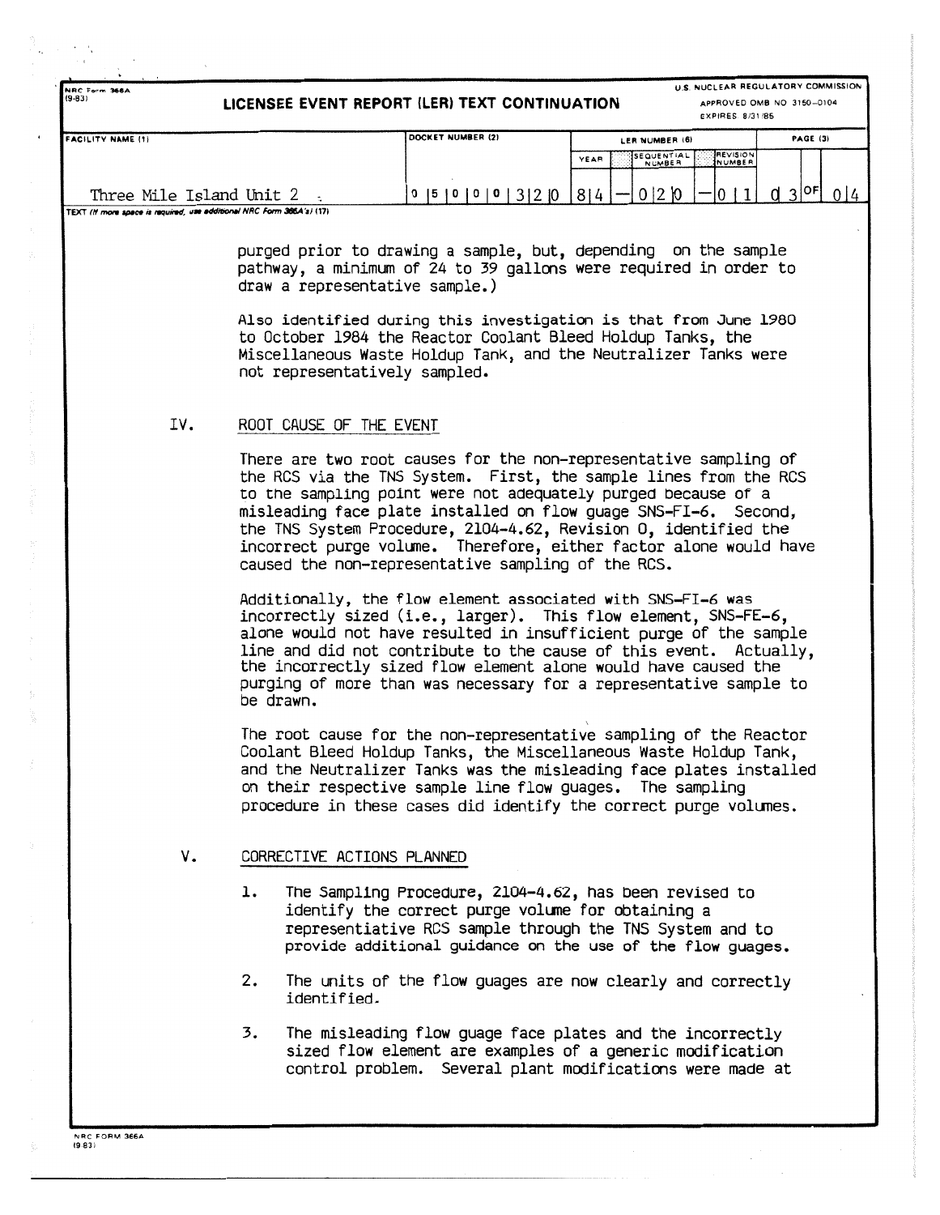NRC Form 366A (9-83)

# LICENSEE EVENT REPORT (LER) TEXT CONTINUATION

U.S. NUCLEAR REGULATORY COMMISSION
APPROVED OMB NO 3150-0104
EXPIRES 8/31/85

| FACILITY NAME (1) | DOCKET NUMBER (2) | LER NUMBER (6) | | | PAGE (3) |
|---|---|---|---|---|---|
| | | YEAR | SEQUENTIAL NUMBER | REVISION NUMBER | |
| Three Mile Island Unit 2 | 0 5 0 0 0 3 2 0 | 8 4 | 0 2 0 | 0 1 | 0 3 OF 0 4 |

TEXT (If more space is required, use additional NRC Form 366A's) (17)

purged prior to drawing a sample, but, depending on the sample pathway, a minimum of 24 to 39 gallons were required in order to draw a representative sample.)

Also identified during this investigation is that from June 1980 to October 1984 the Reactor Coolant Bleed Holdup Tanks, the Miscellaneous Waste Holdup Tank, and the Neutralizer Tanks were not representatively sampled.

## IV. ROOT CAUSE OF THE EVENT

There are two root causes for the non-representative sampling of the RCS via the TNS System. First, the sample lines from the RCS to the sampling point were not adequately purged because of a misleading face plate installed on flow guage SNS-FI-6. Second, the TNS System Procedure, 2104-4.62, Revision 0, identified the incorrect purge volume. Therefore, either factor alone would have caused the non-representative sampling of the RCS.

Additionally, the flow element associated with SNS-FI-6 was incorrectly sized (i.e., larger). This flow element, SNS-FE-6, alone would not have resulted in insufficient purge of the sample line and did not contribute to the cause of this event. Actually, the incorrectly sized flow element alone would have caused the purging of more than was necessary for a representative sample to be drawn.

The root cause for the non-representative sampling of the Reactor Coolant Bleed Holdup Tanks, the Miscellaneous Waste Holdup Tank, and the Neutralizer Tanks was the misleading face plates installed on their respective sample line flow guages. The sampling procedure in these cases did identify the correct purge volumes.

## V. CORRECTIVE ACTIONS PLANNED

1. The Sampling Procedure, 2104-4.62, has been revised to identify the correct purge volume for obtaining a representiative RCS sample through the TNS System and to provide additional guidance on the use of the flow guages.

2. The units of the flow guages are now clearly and correctly identified.

3. The misleading flow guage face plates and the incorrectly sized flow element are examples of a generic modification control problem. Several plant modifications were made at

NRC FORM 366A (9-83)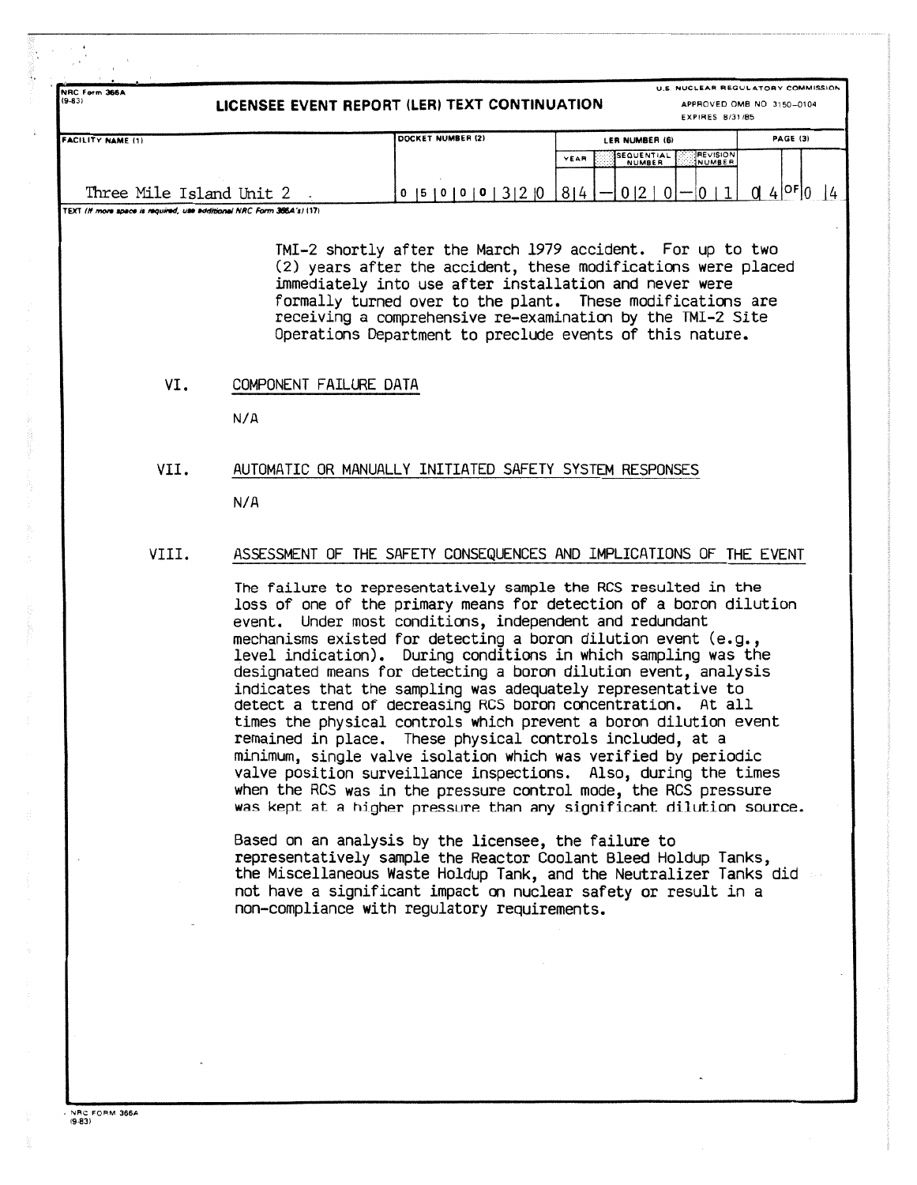TMI-2 shortly after the March 1979 accident. For up to two (2) years after the accident, these modifications were placed immediately into use after installation and never were formally turned over to the plant. These modifications are receiving a comprehensive re-examination by the TMI-2 Site Operations Department to preclude events of this nature.

## VI. COMPONENT FAILURE DATA

N/A

## VII. AUTOMATIC OR MANUALLY INITIATED SAFETY SYSTEM RESPONSES

N/A

## VIII. ASSESSMENT OF THE SAFETY CONSEQUENCES AND IMPLICATIONS OF THE EVENT

The failure to representatively sample the RCS resulted in the loss of one of the primary means for detection of a boron dilution event. Under most conditions, independent and redundant mechanisms existed for detecting a boron dilution event (e.g., level indication). During conditions in which sampling was the designated means for detecting a boron dilution event, analysis indicates that the sampling was adequately representative to detect a trend of decreasing RCS boron concentration. At all times the physical controls which prevent a boron dilution event remained in place. These physical controls included, at a minimum, single valve isolation which was verified by periodic valve position surveillance inspections. Also, during the times when the RCS was in the pressure control mode, the RCS pressure was kept at a higher pressure than any significant dilution source.

Based on an analysis by the licensee, the failure to representatively sample the Reactor Coolant Bleed Holdup Tanks, the Miscellaneous Waste Holdup Tank, and the Neutralizer Tanks did not have a significant impact on nuclear safety or result in a non-compliance with regulatory requirements.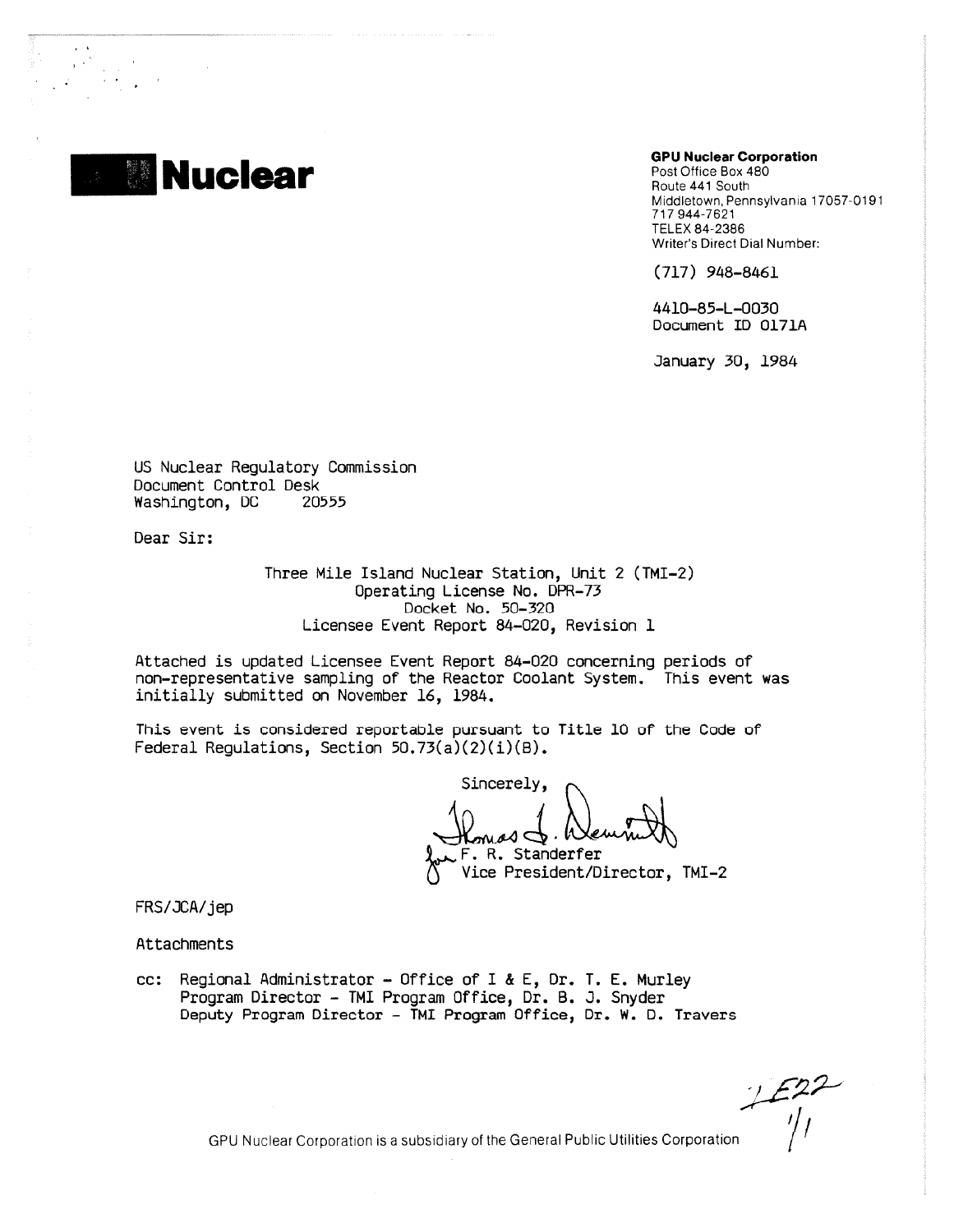**Nuclear**

**GPU Nuclear Corporation**
Post Office Box 480
Route 441 South
Middletown, Pennsylvania 17057-0191
717 944-7621
TELEX 84-2386
Writer's Direct Dial Number:

(717) 948-8461

4410-85-L-0030
Document ID 0171A

January 30, 1984

US Nuclear Regulatory Commission
Document Control Desk
Washington, DC 20555

Dear Sir:

Three Mile Island Nuclear Station, Unit 2 (TMI-2)
Operating License No. DPR-73
Docket No. 50-320
Licensee Event Report 84-020, Revision 1

Attached is updated Licensee Event Report 84-020 concerning periods of non-representative sampling of the Reactor Coolant System. This event was initially submitted on November 16, 1984.

This event is considered reportable pursuant to Title 10 of the Code of Federal Regulations, Section 50.73(a)(2)(i)(B).

Sincerely,

Thomas J. Dewitt
for F. R. Standerfer
Vice President/Director, TMI-2

FRS/JCA/jep

Attachments

cc: Regional Administrator - Office of I & E, Dr. T. E. Murley
Program Director - TMI Program Office, Dr. B. J. Snyder
Deputy Program Director - TMI Program Office, Dr. W. D. Travers

IE22
1/1

GPU Nuclear Corporation is a subsidiary of the General Public Utilities Corporation